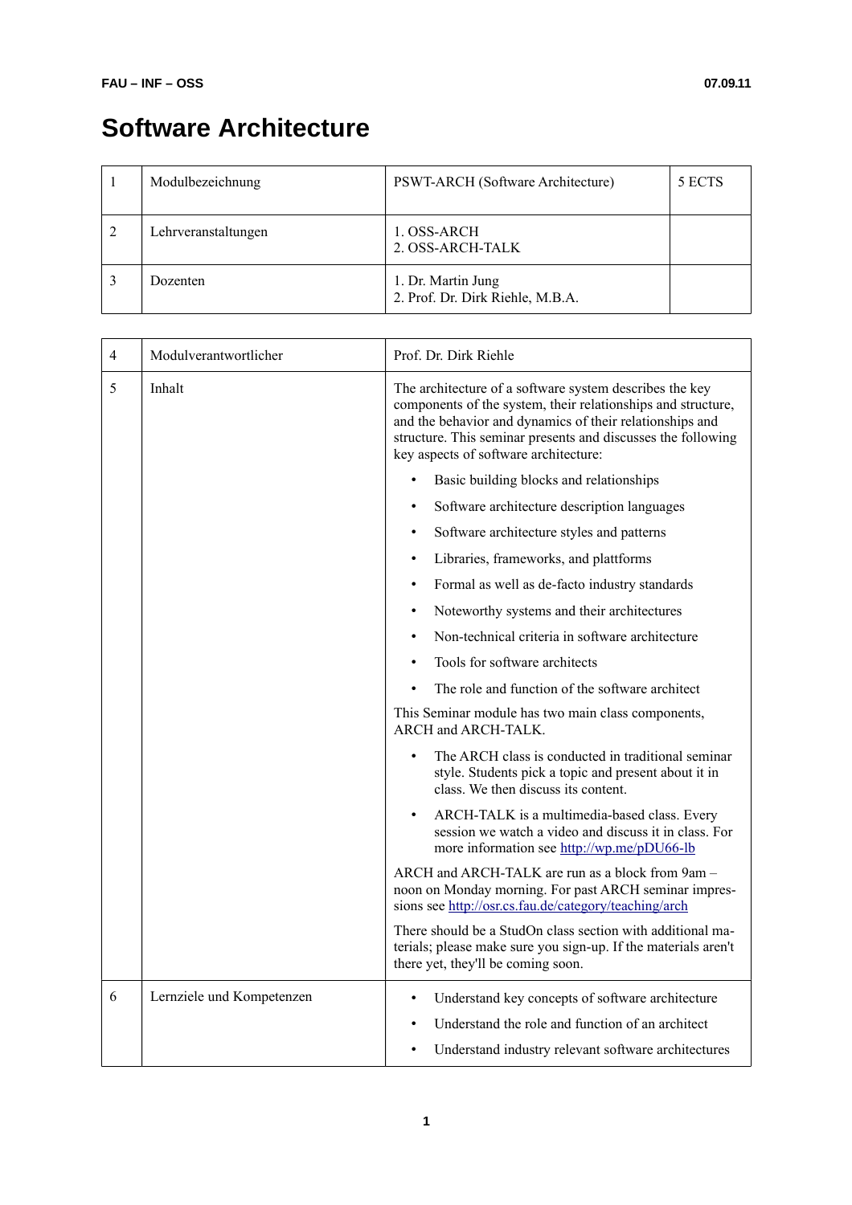# Software Architecture

| 1 | Modulbezeichnung | PSWT-ARCH (Software Architecture) | 5 ECTS |
|---|---|---|---|
| 2 | Lehrveranstaltungen | 1. OSS-ARCH<br>2. OSS-ARCH-TALK | |
| 3 | Dozenten | 1. Dr. Martin Jung<br>2. Prof. Dr. Dirk Riehle, M.B.A. | |

| 4 | Modulverantwortlicher | Prof. Dr. Dirk Riehle |
|---|---|---|
| 5 | Inhalt | The architecture of a software system describes the key components of the system, their relationships and structure, and the behavior and dynamics of their relationships and structure. This seminar presents and discusses the following key aspects of software architecture:<br>• Basic building blocks and relationships<br>• Software architecture description languages<br>• Software architecture styles and patterns<br>• Libraries, frameworks, and plattforms<br>• Formal as well as de-facto industry standards<br>• Noteworthy systems and their architectures<br>• Non-technical criteria in software architecture<br>• Tools for software architects<br>• The role and function of the software architect<br>This Seminar module has two main class components, ARCH and ARCH-TALK.<br>• The ARCH class is conducted in traditional seminar style. Students pick a topic and present about it in class. We then discuss its content.<br>• ARCH-TALK is a multimedia-based class. Every session we watch a video and discuss it in class. For more information see http://wp.me/pDU66-lb<br>ARCH and ARCH-TALK are run as a block from 9am – noon on Monday morning. For past ARCH seminar impressions see http://osr.cs.fau.de/category/teaching/arch<br>There should be a StudOn class section with additional materials; please make sure you sign-up. If the materials aren't there yet, they'll be coming soon. |
| 6 | Lernziele und Kompetenzen | • Understand key concepts of software architecture<br>• Understand the role and function of an architect<br>• Understand industry relevant software architectures |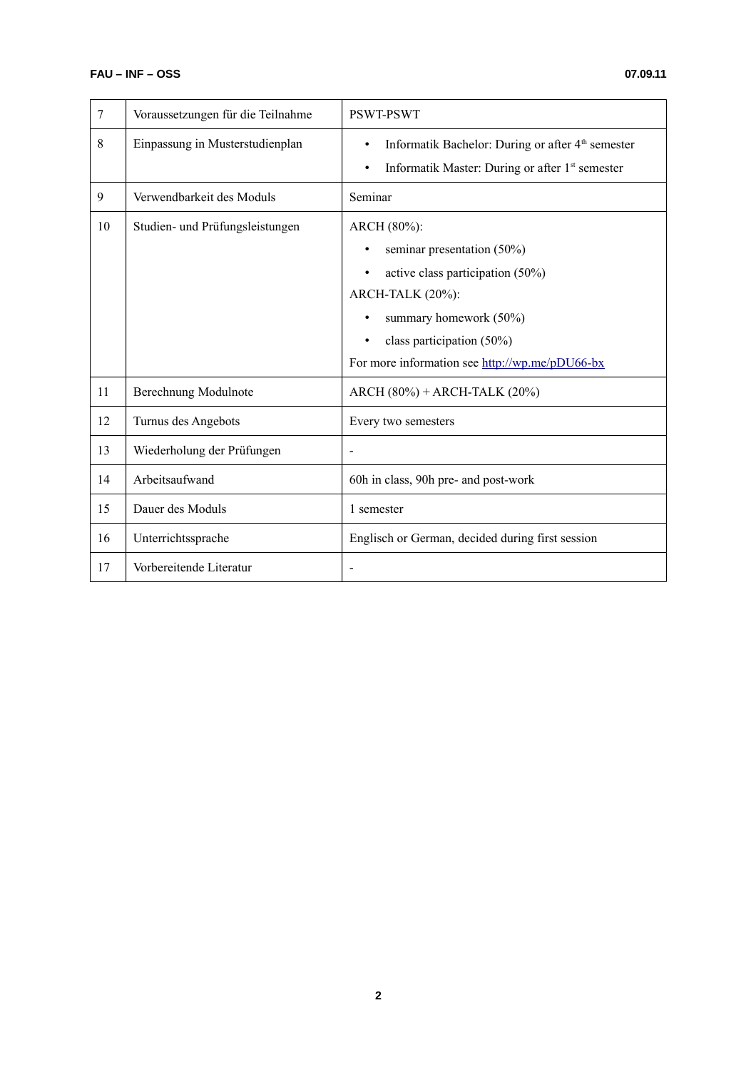| | | |
|---|---|---|
| 7 | Voraussetzungen für die Teilnahme | PSWT-PSWT |
| 8 | Einpassung in Musterstudienplan | • Informatik Bachelor: During or after 4th semester<br>• Informatik Master: During or after 1st semester |
| 9 | Verwendbarkeit des Moduls | Seminar |
| 10 | Studien- und Prüfungsleistungen | ARCH (80%):<br>• seminar presentation (50%)<br>• active class participation (50%)<br>ARCH-TALK (20%):<br>• summary homework (50%)<br>• class participation (50%)<br>For more information see http://wp.me/pDU66-bx |
| 11 | Berechnung Modulnote | ARCH (80%) + ARCH-TALK (20%) |
| 12 | Turnus des Angebots | Every two semesters |
| 13 | Wiederholung der Prüfungen | - |
| 14 | Arbeitsaufwand | 60h in class, 90h pre- and post-work |
| 15 | Dauer des Moduls | 1 semester |
| 16 | Unterrichtssprache | Englisch or German, decided during first session |
| 17 | Vorbereitende Literatur | - |